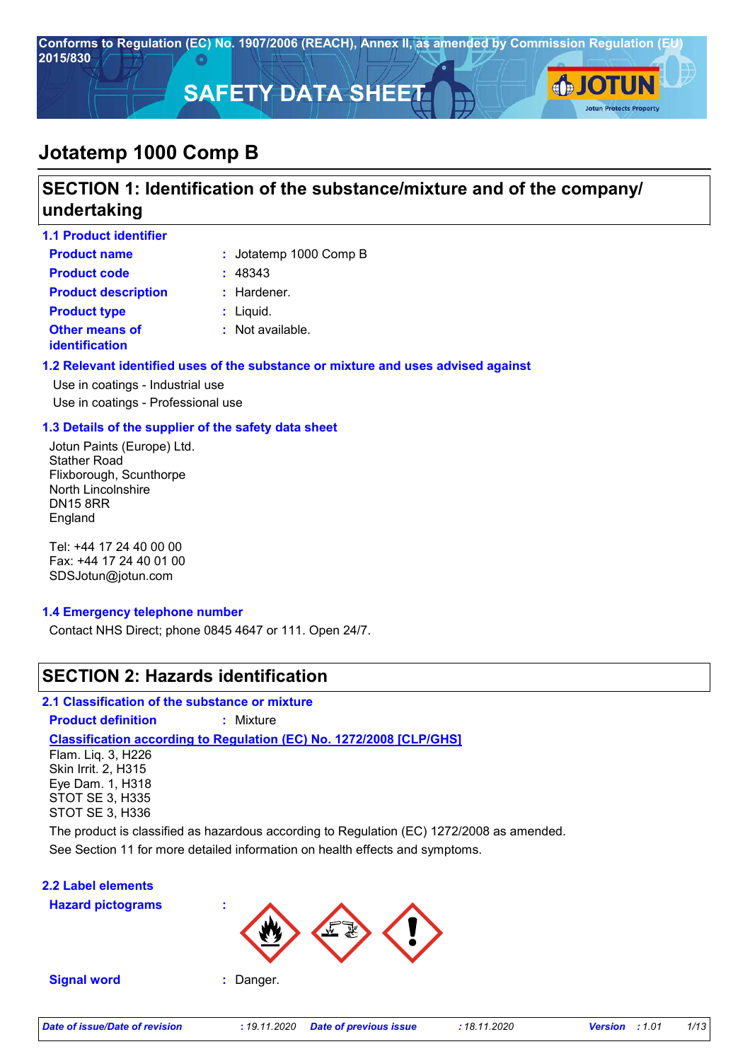Conforms to Regulation (EC) No. 1907/2006 (REACH), Annex II, as amended by Commission Regulation (EU) 2015/830

# SAFETY DATA SHEET

# Jotatemp 1000 Comp B

## SECTION 1: Identification of the substance/mixture and of the company/ undertaking

### 1.1 Product identifier

**Product name** : Jotatemp 1000 Comp B

**Product code** : 48343

**Product description** : Hardener.

**Product type** : Liquid.

**Other means of identification** : Not available.

### 1.2 Relevant identified uses of the substance or mixture and uses advised against

Use in coatings - Industrial use

Use in coatings - Professional use

### 1.3 Details of the supplier of the safety data sheet

Jotun Paints (Europe) Ltd.
Stather Road
Flixborough, Scunthorpe
North Lincolnshire
DN15 8RR
England

Tel: +44 17 24 40 00 00
Fax: +44 17 24 40 01 00
SDSJotun@jotun.com

### 1.4 Emergency telephone number

Contact NHS Direct; phone 0845 4647 or 111. Open 24/7.

## SECTION 2: Hazards identification

### 2.1 Classification of the substance or mixture

**Product definition** : Mixture

**Classification according to Regulation (EC) No. 1272/2008 [CLP/GHS]**

Flam. Liq. 3, H226
Skin Irrit. 2, H315
Eye Dam. 1, H318
STOT SE 3, H335
STOT SE 3, H336

The product is classified as hazardous according to Regulation (EC) 1272/2008 as amended.

See Section 11 for more detailed information on health effects and symptoms.

### 2.2 Label elements

**Hazard pictograms** :

**Signal word** : Danger.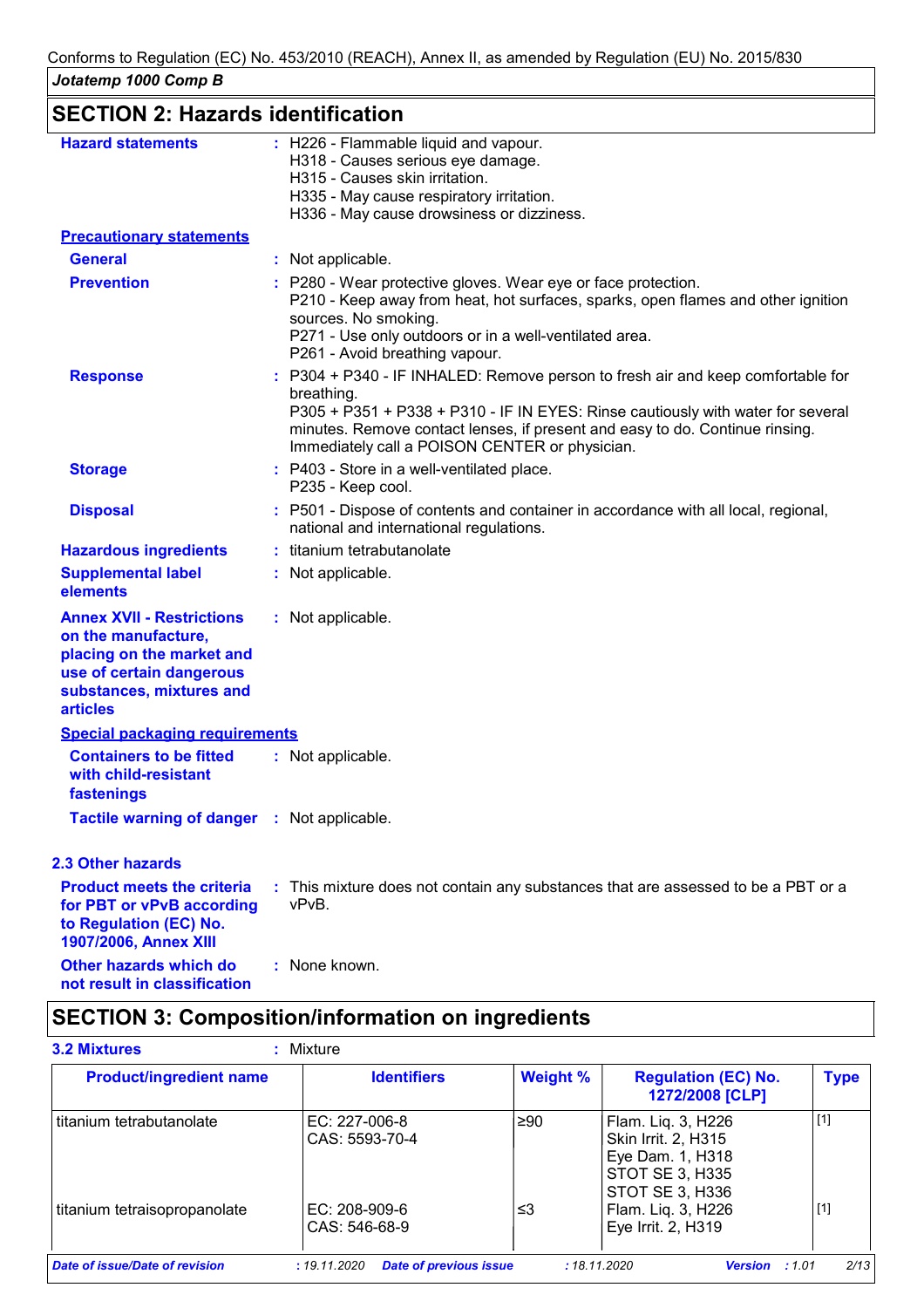## SECTION 2: Hazards identification

**Hazard statements** : H226 - Flammable liquid and vapour.
H318 - Causes serious eye damage.
H315 - Causes skin irritation.
H335 - May cause respiratory irritation.
H336 - May cause drowsiness or dizziness.

**Precautionary statements**

**General** : Not applicable.

**Prevention** : P280 - Wear protective gloves. Wear eye or face protection.
P210 - Keep away from heat, hot surfaces, sparks, open flames and other ignition sources. No smoking.
P271 - Use only outdoors or in a well-ventilated area.
P261 - Avoid breathing vapour.

**Response** : P304 + P340 - IF INHALED: Remove person to fresh air and keep comfortable for breathing.
P305 + P351 + P338 + P310 - IF IN EYES: Rinse cautiously with water for several minutes. Remove contact lenses, if present and easy to do. Continue rinsing. Immediately call a POISON CENTER or physician.

**Storage** : P403 - Store in a well-ventilated place.
P235 - Keep cool.

**Disposal** : P501 - Dispose of contents and container in accordance with all local, regional, national and international regulations.

**Hazardous ingredients** : titanium tetrabutanolate

**Supplemental label elements** : Not applicable.

**Annex XVII - Restrictions on the manufacture, placing on the market and use of certain dangerous substances, mixtures and articles** : Not applicable.

**Special packaging requirements**

**Containers to be fitted with child-resistant fastenings** : Not applicable.

**Tactile warning of danger** : Not applicable.

### 2.3 Other hazards

**Product meets the criteria for PBT or vPvB according to Regulation (EC) No. 1907/2006, Annex XIII** : This mixture does not contain any substances that are assessed to be a PBT or a vPvB.

**Other hazards which do not result in classification** : None known.

## SECTION 3: Composition/information on ingredients

**3.2 Mixtures** : Mixture

| Product/ingredient name | Identifiers | Weight % | Regulation (EC) No. 1272/2008 [CLP] | Type |
|---|---|---|---|---|
| titanium tetrabutanolate | EC: 227-006-8<br>CAS: 5593-70-4 | ≥90 | Flam. Liq. 3, H226<br>Skin Irrit. 2, H315<br>Eye Dam. 1, H318<br>STOT SE 3, H335<br>STOT SE 3, H336 | [1] |
| titanium tetraisopropanolate | EC: 208-909-6<br>CAS: 546-68-9 | ≤3 | Flam. Liq. 3, H226<br>Eye Irrit. 2, H319 | [1] |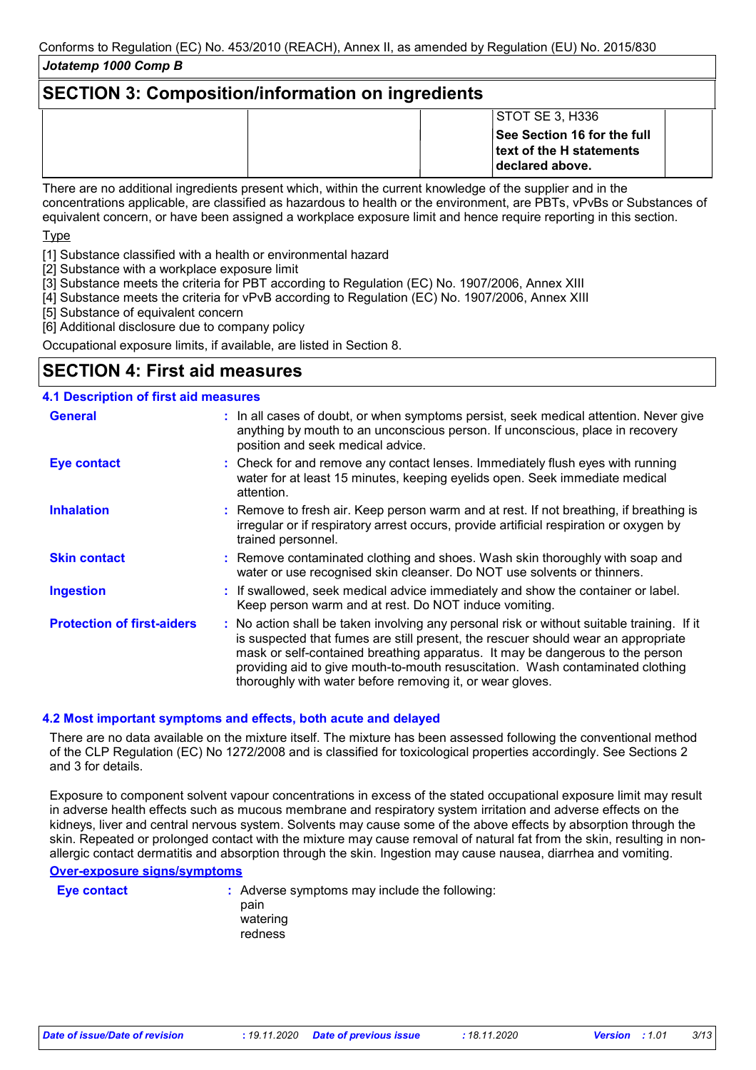## SECTION 3: Composition/information on ingredients

| | | | | |
|---|---|---|---|---|
| | | | STOT SE 3, H336<br>**See Section 16 for the full text of the H statements declared above.** | |

There are no additional ingredients present which, within the current knowledge of the supplier and in the concentrations applicable, are classified as hazardous to health or the environment, are PBTs, vPvBs or Substances of equivalent concern, or have been assigned a workplace exposure limit and hence require reporting in this section.

Type

[1] Substance classified with a health or environmental hazard
[2] Substance with a workplace exposure limit
[3] Substance meets the criteria for PBT according to Regulation (EC) No. 1907/2006, Annex XIII
[4] Substance meets the criteria for vPvB according to Regulation (EC) No. 1907/2006, Annex XIII
[5] Substance of equivalent concern
[6] Additional disclosure due to company policy

Occupational exposure limits, if available, are listed in Section 8.

## SECTION 4: First aid measures

### 4.1 Description of first aid measures

**General** : In all cases of doubt, or when symptoms persist, seek medical attention. Never give anything by mouth to an unconscious person. If unconscious, place in recovery position and seek medical advice.

**Eye contact** : Check for and remove any contact lenses. Immediately flush eyes with running water for at least 15 minutes, keeping eyelids open. Seek immediate medical attention.

**Inhalation** : Remove to fresh air. Keep person warm and at rest. If not breathing, if breathing is irregular or if respiratory arrest occurs, provide artificial respiration or oxygen by trained personnel.

**Skin contact** : Remove contaminated clothing and shoes. Wash skin thoroughly with soap and water or use recognised skin cleanser. Do NOT use solvents or thinners.

**Ingestion** : If swallowed, seek medical advice immediately and show the container or label. Keep person warm and at rest. Do NOT induce vomiting.

**Protection of first-aiders** : No action shall be taken involving any personal risk or without suitable training. If it is suspected that fumes are still present, the rescuer should wear an appropriate mask or self-contained breathing apparatus. It may be dangerous to the person providing aid to give mouth-to-mouth resuscitation. Wash contaminated clothing thoroughly with water before removing it, or wear gloves.

### 4.2 Most important symptoms and effects, both acute and delayed

There are no data available on the mixture itself. The mixture has been assessed following the conventional method of the CLP Regulation (EC) No 1272/2008 and is classified for toxicological properties accordingly. See Sections 2 and 3 for details.

Exposure to component solvent vapour concentrations in excess of the stated occupational exposure limit may result in adverse health effects such as mucous membrane and respiratory system irritation and adverse effects on the kidneys, liver and central nervous system. Solvents may cause some of the above effects by absorption through the skin. Repeated or prolonged contact with the mixture may cause removal of natural fat from the skin, resulting in non-allergic contact dermatitis and absorption through the skin. Ingestion may cause nausea, diarrhea and vomiting.

**Over-exposure signs/symptoms**

**Eye contact** : Adverse symptoms may include the following:
pain
watering
redness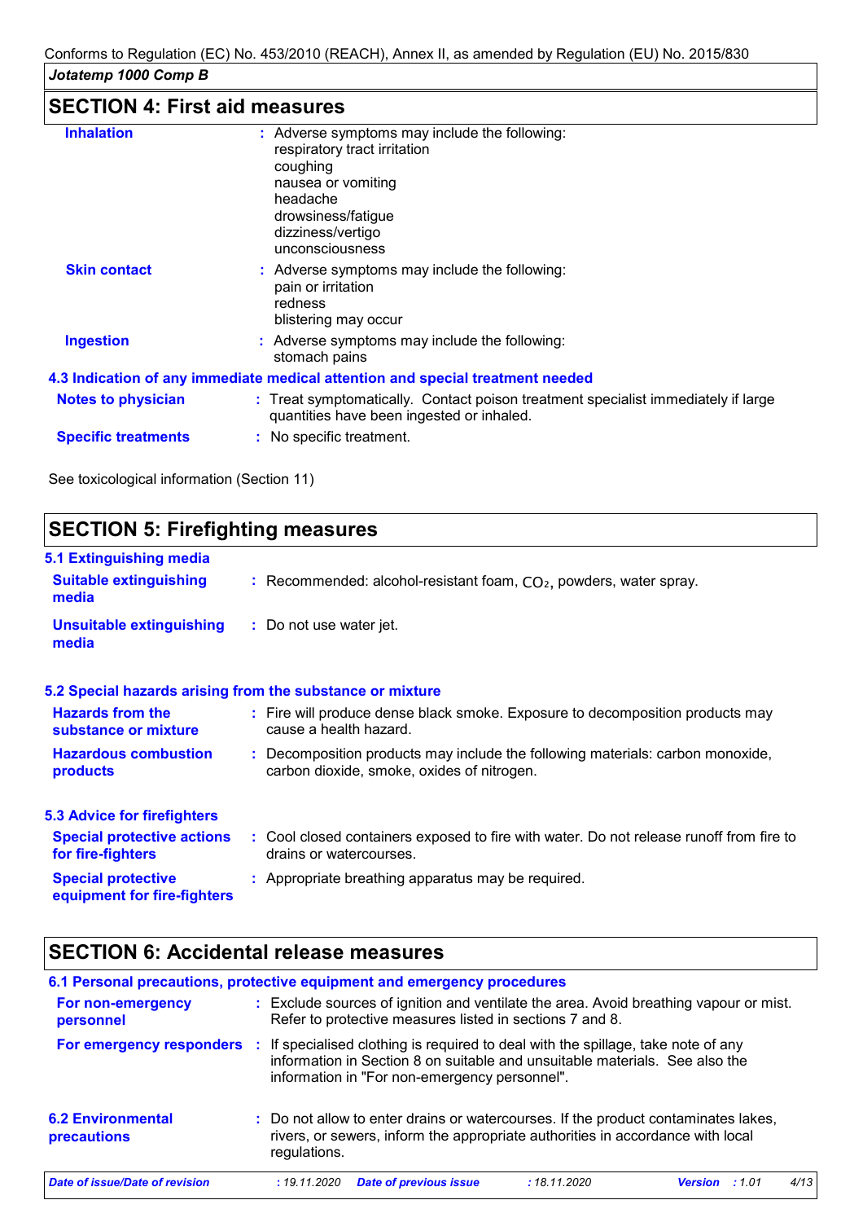## SECTION 4: First aid measures

**Inhalation** : Adverse symptoms may include the following:
respiratory tract irritation
coughing
nausea or vomiting
headache
drowsiness/fatigue
dizziness/vertigo
unconsciousness

**Skin contact** : Adverse symptoms may include the following:
pain or irritation
redness
blistering may occur

**Ingestion** : Adverse symptoms may include the following:
stomach pains

### 4.3 Indication of any immediate medical attention and special treatment needed

**Notes to physician** : Treat symptomatically. Contact poison treatment specialist immediately if large quantities have been ingested or inhaled.

**Specific treatments** : No specific treatment.

See toxicological information (Section 11)

## SECTION 5: Firefighting measures

### 5.1 Extinguishing media

**Suitable extinguishing media** : Recommended: alcohol-resistant foam, $CO_2$, powders, water spray.

**Unsuitable extinguishing media** : Do not use water jet.

### 5.2 Special hazards arising from the substance or mixture

**Hazards from the substance or mixture** : Fire will produce dense black smoke. Exposure to decomposition products may cause a health hazard.

**Hazardous combustion products** : Decomposition products may include the following materials: carbon monoxide, carbon dioxide, smoke, oxides of nitrogen.

### 5.3 Advice for firefighters

**Special protective actions for fire-fighters** : Cool closed containers exposed to fire with water. Do not release runoff from fire to drains or watercourses.

**Special protective equipment for fire-fighters** : Appropriate breathing apparatus may be required.

## SECTION 6: Accidental release measures

### 6.1 Personal precautions, protective equipment and emergency procedures

**For non-emergency personnel** : Exclude sources of ignition and ventilate the area. Avoid breathing vapour or mist. Refer to protective measures listed in sections 7 and 8.

**For emergency responders** : If specialised clothing is required to deal with the spillage, take note of any information in Section 8 on suitable and unsuitable materials. See also the information in "For non-emergency personnel".

**6.2 Environmental precautions** : Do not allow to enter drains or watercourses. If the product contaminates lakes, rivers, or sewers, inform the appropriate authorities in accordance with local regulations.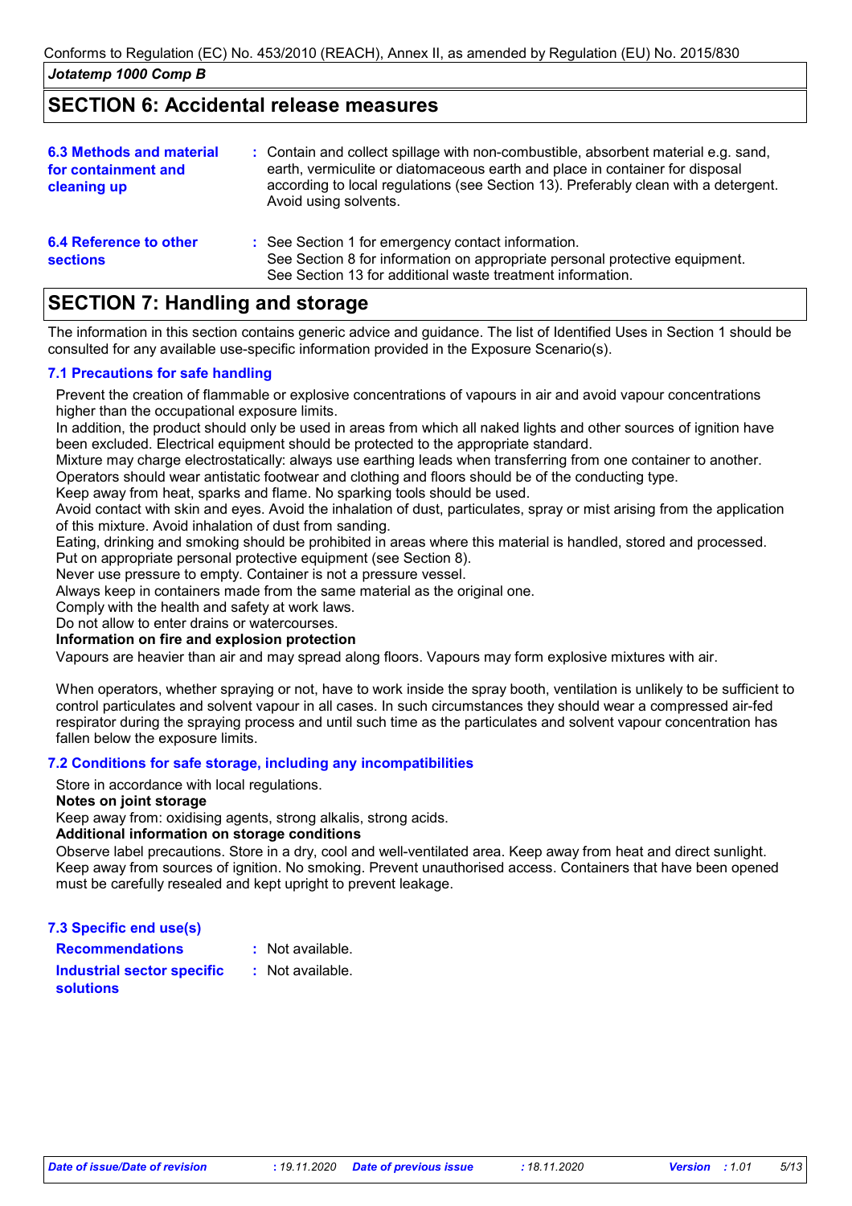## SECTION 6: Accidental release measures

| | |
|---|---|
| **6.3 Methods and material for containment and cleaning up** | : Contain and collect spillage with non-combustible, absorbent material e.g. sand, earth, vermiculite or diatomaceous earth and place in container for disposal according to local regulations (see Section 13). Preferably clean with a detergent. Avoid using solvents. |
| **6.4 Reference to other sections** | : See Section 1 for emergency contact information.<br>See Section 8 for information on appropriate personal protective equipment.<br>See Section 13 for additional waste treatment information. |

## SECTION 7: Handling and storage

The information in this section contains generic advice and guidance. The list of Identified Uses in Section 1 should be consulted for any available use-specific information provided in the Exposure Scenario(s).

### 7.1 Precautions for safe handling

Prevent the creation of flammable or explosive concentrations of vapours in air and avoid vapour concentrations higher than the occupational exposure limits.
In addition, the product should only be used in areas from which all naked lights and other sources of ignition have been excluded. Electrical equipment should be protected to the appropriate standard.
Mixture may charge electrostatically: always use earthing leads when transferring from one container to another.
Operators should wear antistatic footwear and clothing and floors should be of the conducting type.
Keep away from heat, sparks and flame. No sparking tools should be used.
Avoid contact with skin and eyes. Avoid the inhalation of dust, particulates, spray or mist arising from the application of this mixture. Avoid inhalation of dust from sanding.
Eating, drinking and smoking should be prohibited in areas where this material is handled, stored and processed.
Put on appropriate personal protective equipment (see Section 8).
Never use pressure to empty. Container is not a pressure vessel.
Always keep in containers made from the same material as the original one.
Comply with the health and safety at work laws.
Do not allow to enter drains or watercourses.

**Information on fire and explosion protection**

Vapours are heavier than air and may spread along floors. Vapours may form explosive mixtures with air.

When operators, whether spraying or not, have to work inside the spray booth, ventilation is unlikely to be sufficient to control particulates and solvent vapour in all cases. In such circumstances they should wear a compressed air-fed respirator during the spraying process and until such time as the particulates and solvent vapour concentration has fallen below the exposure limits.

### 7.2 Conditions for safe storage, including any incompatibilities

Store in accordance with local regulations.

**Notes on joint storage**

Keep away from: oxidising agents, strong alkalis, strong acids.

**Additional information on storage conditions**

Observe label precautions. Store in a dry, cool and well-ventilated area. Keep away from heat and direct sunlight. Keep away from sources of ignition. No smoking. Prevent unauthorised access. Containers that have been opened must be carefully resealed and kept upright to prevent leakage.

### 7.3 Specific end use(s)

| | |
|---|---|
| **Recommendations** | : Not available. |
| **Industrial sector specific solutions** | : Not available. |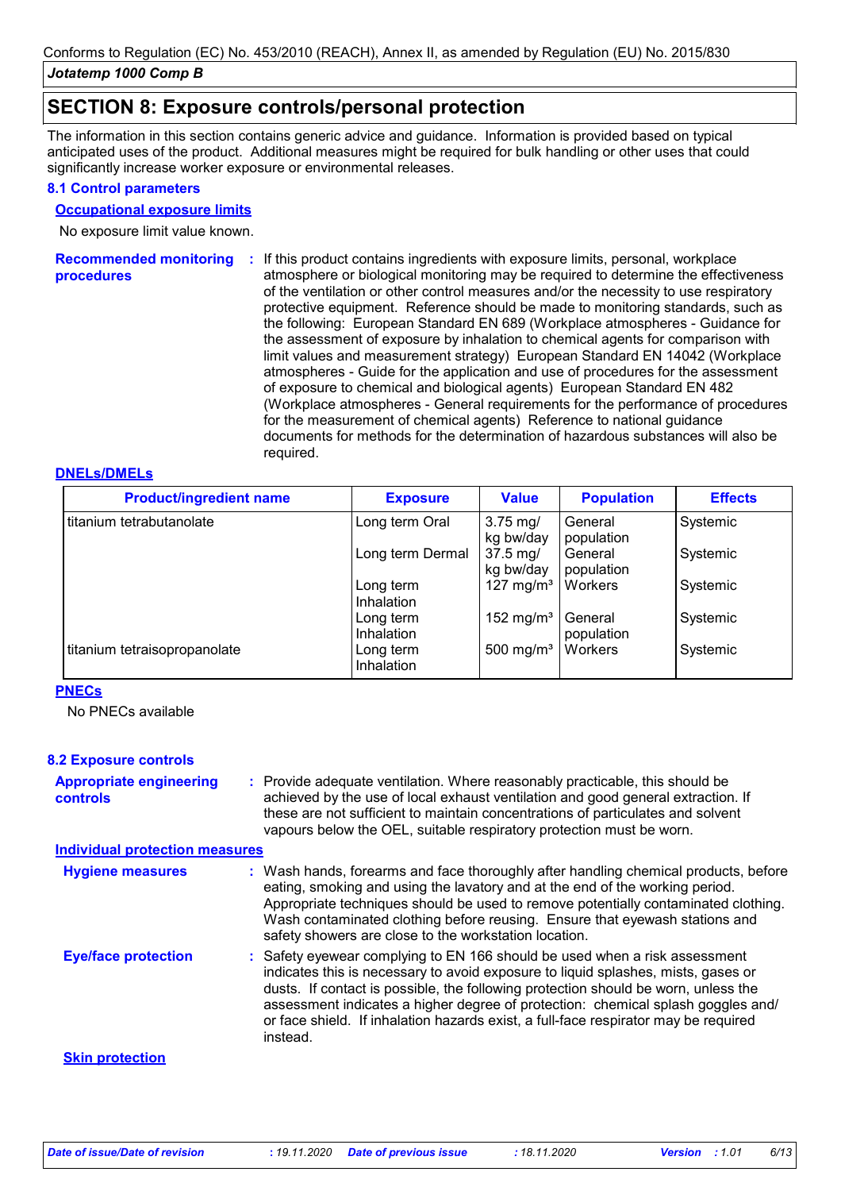## SECTION 8: Exposure controls/personal protection

The information in this section contains generic advice and guidance. Information is provided based on typical anticipated uses of the product. Additional measures might be required for bulk handling or other uses that could significantly increase worker exposure or environmental releases.

### 8.1 Control parameters

**Occupational exposure limits**

No exposure limit value known.

**Recommended monitoring procedures** : If this product contains ingredients with exposure limits, personal, workplace atmosphere or biological monitoring may be required to determine the effectiveness of the ventilation or other control measures and/or the necessity to use respiratory protective equipment. Reference should be made to monitoring standards, such as the following: European Standard EN 689 (Workplace atmospheres - Guidance for the assessment of exposure by inhalation to chemical agents for comparison with limit values and measurement strategy) European Standard EN 14042 (Workplace atmospheres - Guide for the application and use of procedures for the assessment of exposure to chemical and biological agents) European Standard EN 482 (Workplace atmospheres - General requirements for the performance of procedures for the measurement of chemical agents) Reference to national guidance documents for methods for the determination of hazardous substances will also be required.

**DNELs/DMELs**

| Product/ingredient name | Exposure | Value | Population | Effects |
|---|---|---|---|---|
| titanium tetrabutanolate | Long term Oral | 3.75 mg/kg bw/day | General population | Systemic |
| | Long term Dermal | 37.5 mg/kg bw/day | General population | Systemic |
| | Long term Inhalation | 127 mg/m³ | Workers | Systemic |
| | Long term Inhalation | 152 mg/m³ | General population | Systemic |
| titanium tetraisopropanolate | Long term Inhalation | 500 mg/m³ | Workers | Systemic |

**PNECs**

No PNECs available

### 8.2 Exposure controls

**Appropriate engineering controls** : Provide adequate ventilation. Where reasonably practicable, this should be achieved by the use of local exhaust ventilation and good general extraction. If these are not sufficient to maintain concentrations of particulates and solvent vapours below the OEL, suitable respiratory protection must be worn.

**Individual protection measures**

**Hygiene measures** : Wash hands, forearms and face thoroughly after handling chemical products, before eating, smoking and using the lavatory and at the end of the working period. Appropriate techniques should be used to remove potentially contaminated clothing. Wash contaminated clothing before reusing. Ensure that eyewash stations and safety showers are close to the workstation location.

**Eye/face protection** : Safety eyewear complying to EN 166 should be used when a risk assessment indicates this is necessary to avoid exposure to liquid splashes, mists, gases or dusts. If contact is possible, the following protection should be worn, unless the assessment indicates a higher degree of protection: chemical splash goggles and/or face shield. If inhalation hazards exist, a full-face respirator may be required instead.

**Skin protection**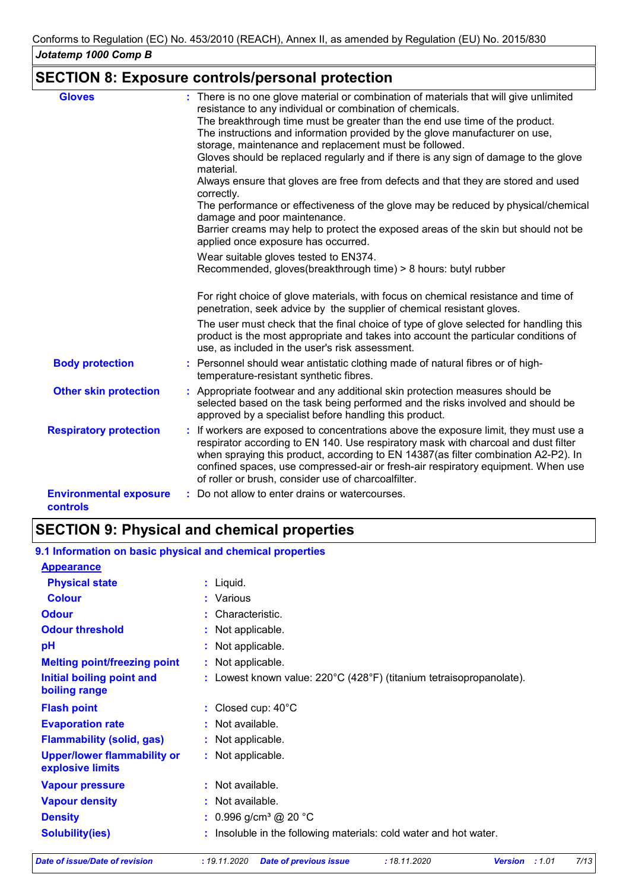## SECTION 8: Exposure controls/personal protection

**Gloves** : There is no one glove material or combination of materials that will give unlimited resistance to any individual or combination of chemicals.
The breakthrough time must be greater than the end use time of the product.
The instructions and information provided by the glove manufacturer on use, storage, maintenance and replacement must be followed.
Gloves should be replaced regularly and if there is any sign of damage to the glove material.
Always ensure that gloves are free from defects and that they are stored and used correctly.
The performance or effectiveness of the glove may be reduced by physical/chemical damage and poor maintenance.
Barrier creams may help to protect the exposed areas of the skin but should not be applied once exposure has occurred.

Wear suitable gloves tested to EN374.
Recommended, gloves(breakthrough time) > 8 hours: butyl rubber

For right choice of glove materials, with focus on chemical resistance and time of penetration, seek advice by the supplier of chemical resistant gloves.

The user must check that the final choice of type of glove selected for handling this product is the most appropriate and takes into account the particular conditions of use, as included in the user's risk assessment.

**Body protection** : Personnel should wear antistatic clothing made of natural fibres or of high-temperature-resistant synthetic fibres.

**Other skin protection** : Appropriate footwear and any additional skin protection measures should be selected based on the task being performed and the risks involved and should be approved by a specialist before handling this product.

**Respiratory protection** : If workers are exposed to concentrations above the exposure limit, they must use a respirator according to EN 140. Use respiratory mask with charcoal and dust filter when spraying this product, according to EN 14387(as filter combination A2-P2). In confined spaces, use compressed-air or fresh-air respiratory equipment. When use of roller or brush, consider use of charcoalfilter.

**Environmental exposure controls** : Do not allow to enter drains or watercourses.

## SECTION 9: Physical and chemical properties

### 9.1 Information on basic physical and chemical properties

**Appearance**

| | |
|---|---|
| **Physical state** | : Liquid. |
| **Colour** | : Various |
| **Odour** | : Characteristic. |
| **Odour threshold** | : Not applicable. |
| **pH** | : Not applicable. |
| **Melting point/freezing point** | : Not applicable. |
| **Initial boiling point and boiling range** | : Lowest known value: 220°C (428°F) (titanium tetraisopropanolate). |
| **Flash point** | : Closed cup: 40°C |
| **Evaporation rate** | : Not available. |
| **Flammability (solid, gas)** | : Not applicable. |
| **Upper/lower flammability or explosive limits** | : Not applicable. |
| **Vapour pressure** | : Not available. |
| **Vapour density** | : Not available. |
| **Density** | : 0.996 g/cm³ @ 20 °C |
| **Solubility(ies)** | : Insoluble in the following materials: cold water and hot water. |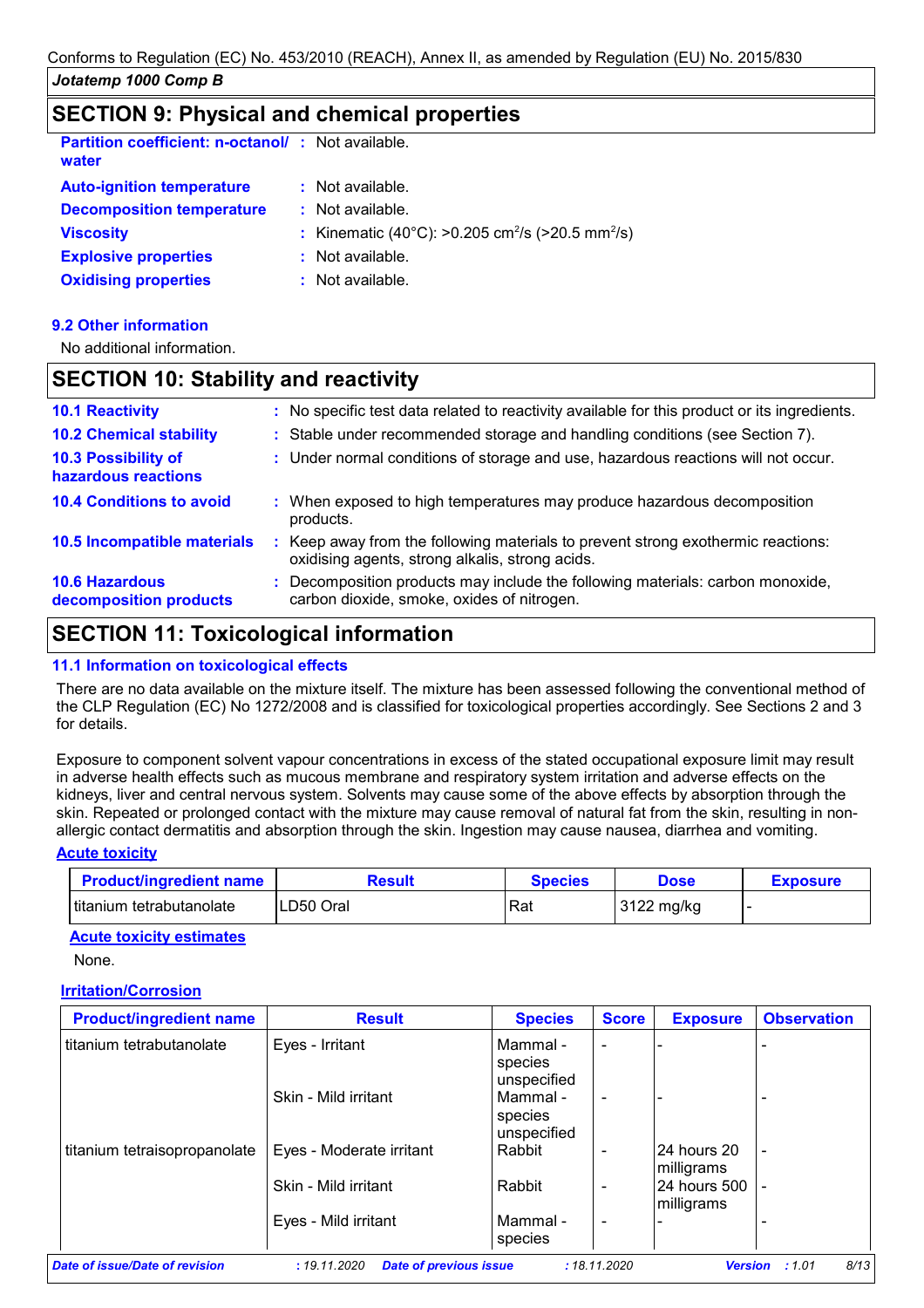## SECTION 9: Physical and chemical properties

| | | |
|---|---|---|
| **Partition coefficient: n-octanol/ water** | : | Not available. |
| **Auto-ignition temperature** | : | Not available. |
| **Decomposition temperature** | : | Not available. |
| **Viscosity** | : | Kinematic (40°C): >0.205 $cm^2$/s (>20.5 $mm^2$/s) |
| **Explosive properties** | : | Not available. |
| **Oxidising properties** | : | Not available. |

### 9.2 Other information

No additional information.

## SECTION 10: Stability and reactivity

| | | |
|---|---|---|
| **10.1 Reactivity** | : | No specific test data related to reactivity available for this product or its ingredients. |
| **10.2 Chemical stability** | : | Stable under recommended storage and handling conditions (see Section 7). |
| **10.3 Possibility of hazardous reactions** | : | Under normal conditions of storage and use, hazardous reactions will not occur. |
| **10.4 Conditions to avoid** | : | When exposed to high temperatures may produce hazardous decomposition products. |
| **10.5 Incompatible materials** | : | Keep away from the following materials to prevent strong exothermic reactions: oxidising agents, strong alkalis, strong acids. |
| **10.6 Hazardous decomposition products** | : | Decomposition products may include the following materials: carbon monoxide, carbon dioxide, smoke, oxides of nitrogen. |

## SECTION 11: Toxicological information

### 11.1 Information on toxicological effects

There are no data available on the mixture itself. The mixture has been assessed following the conventional method of the CLP Regulation (EC) No 1272/2008 and is classified for toxicological properties accordingly. See Sections 2 and 3 for details.

Exposure to component solvent vapour concentrations in excess of the stated occupational exposure limit may result in adverse health effects such as mucous membrane and respiratory system irritation and adverse effects on the kidneys, liver and central nervous system. Solvents may cause some of the above effects by absorption through the skin. Repeated or prolonged contact with the mixture may cause removal of natural fat from the skin, resulting in non-allergic contact dermatitis and absorption through the skin. Ingestion may cause nausea, diarrhea and vomiting.

**Acute toxicity**

| Product/ingredient name | Result | Species | Dose | Exposure |
|---|---|---|---|---|
| titanium tetrabutanolate | LD50 Oral | Rat | 3122 mg/kg | - |

**Acute toxicity estimates**

None.

**Irritation/Corrosion**

| Product/ingredient name | Result | Species | Score | Exposure | Observation |
|---|---|---|---|---|---|
| titanium tetrabutanolate | Eyes - Irritant | Mammal - species unspecified | - | - | - |
| | Skin - Mild irritant | Mammal - species unspecified | - | - | - |
| titanium tetraisopropanolate | Eyes - Moderate irritant | Rabbit | - | 24 hours 20 milligrams | - |
| | Skin - Mild irritant | Rabbit | - | 24 hours 500 milligrams | - |
| | Eyes - Mild irritant | Mammal - species | - | - | - |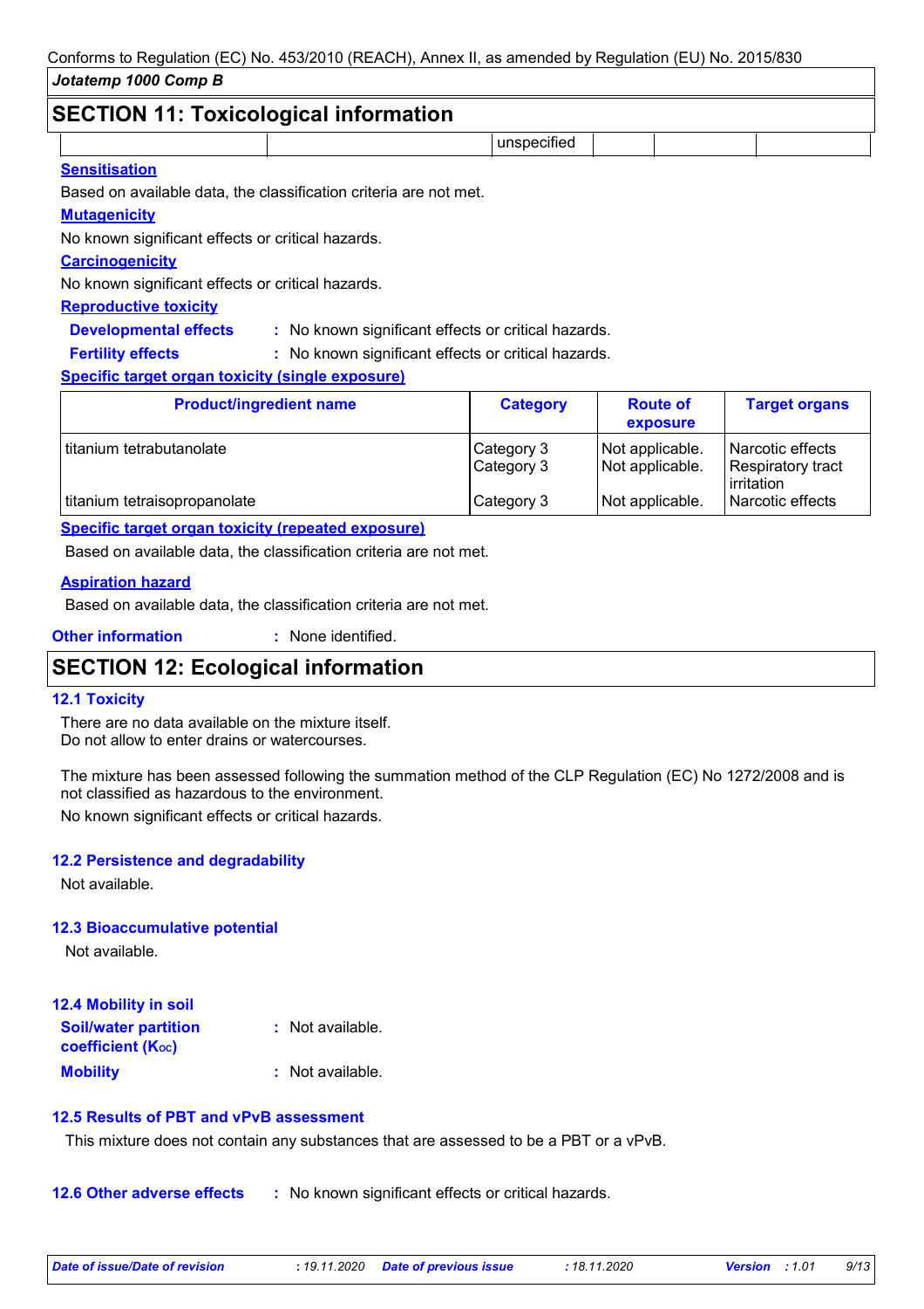Conforms to Regulation (EC) No. 453/2010 (REACH), Annex II, as amended by Regulation (EU) No. 2015/830

**Jotatemp 1000 Comp B**

## SECTION 11: Toxicological information

| | | unspecified | | | |
|---|---|---|---|---|---|

**Sensitisation**

Based on available data, the classification criteria are not met.

**Mutagenicity**

No known significant effects or critical hazards.

**Carcinogenicity**

No known significant effects or critical hazards.

**Reproductive toxicity**

**Developmental effects** : No known significant effects or critical hazards.

**Fertility effects** : No known significant effects or critical hazards.

**Specific target organ toxicity (single exposure)**

| Product/ingredient name | Category | Route of exposure | Target organs |
|---|---|---|---|
| titanium tetrabutanolate | Category 3 | Not applicable. | Narcotic effects |
| | Category 3 | Not applicable. | Respiratory tract irritation |
| titanium tetraisopropanolate | Category 3 | Not applicable. | Narcotic effects |

**Specific target organ toxicity (repeated exposure)**

Based on available data, the classification criteria are not met.

**Aspiration hazard**

Based on available data, the classification criteria are not met.

**Other information** : None identified.

## SECTION 12: Ecological information

### 12.1 Toxicity

There are no data available on the mixture itself.
Do not allow to enter drains or watercourses.

The mixture has been assessed following the summation method of the CLP Regulation (EC) No 1272/2008 and is not classified as hazardous to the environment.

No known significant effects or critical hazards.

### 12.2 Persistence and degradability

Not available.

### 12.3 Bioaccumulative potential

Not available.

### 12.4 Mobility in soil

**Soil/water partition coefficient ($K_{OC}$)** : Not available.

**Mobility** : Not available.

### 12.5 Results of PBT and vPvB assessment

This mixture does not contain any substances that are assessed to be a PBT or a vPvB.

**12.6 Other adverse effects** : No known significant effects or critical hazards.

*Date of issue/Date of revision : 19.11.2020 Date of previous issue : 18.11.2020 Version : 1.01*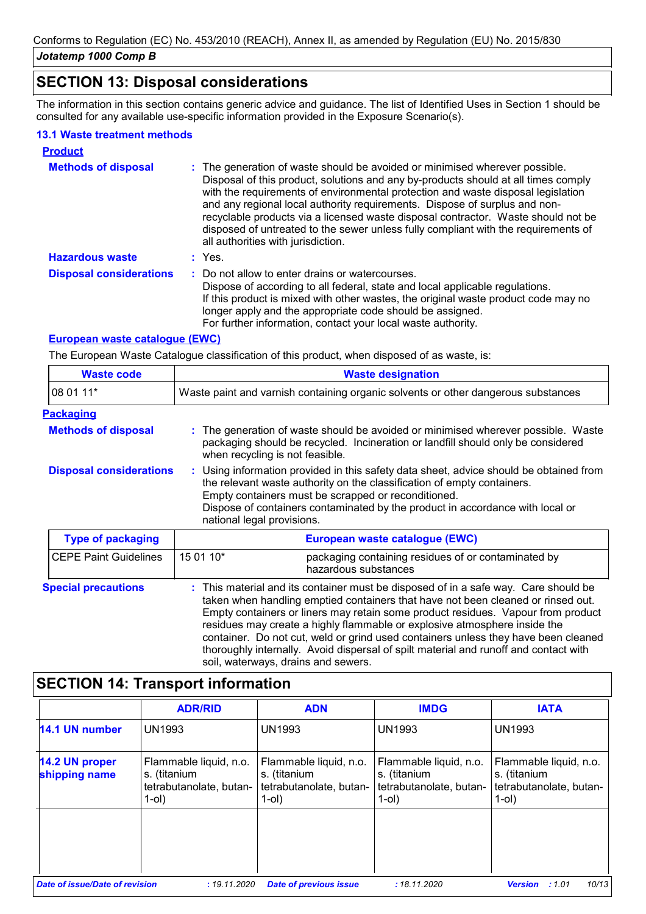## SECTION 13: Disposal considerations

The information in this section contains generic advice and guidance. The list of Identified Uses in Section 1 should be consulted for any available use-specific information provided in the Exposure Scenario(s).

### 13.1 Waste treatment methods

**Product**

**Methods of disposal** : The generation of waste should be avoided or minimised wherever possible. Disposal of this product, solutions and any by-products should at all times comply with the requirements of environmental protection and waste disposal legislation and any regional local authority requirements. Dispose of surplus and non-recyclable products via a licensed waste disposal contractor. Waste should not be disposed of untreated to the sewer unless fully compliant with the requirements of all authorities with jurisdiction.

**Hazardous waste** : Yes.

**Disposal considerations** : Do not allow to enter drains or watercourses.
Dispose of according to all federal, state and local applicable regulations.
If this product is mixed with other wastes, the original waste product code may no longer apply and the appropriate code should be assigned.
For further information, contact your local waste authority.

**European waste catalogue (EWC)**

The European Waste Catalogue classification of this product, when disposed of as waste, is:

| Waste code | Waste designation |
|---|---|
| 08 01 11* | Waste paint and varnish containing organic solvents or other dangerous substances |

**Packaging**

**Methods of disposal** : The generation of waste should be avoided or minimised wherever possible. Waste packaging should be recycled. Incineration or landfill should only be considered when recycling is not feasible.

**Disposal considerations** : Using information provided in this safety data sheet, advice should be obtained from the relevant waste authority on the classification of empty containers.
Empty containers must be scrapped or reconditioned.
Dispose of containers contaminated by the product in accordance with local or national legal provisions.

| Type of packaging | European waste catalogue (EWC) | |
|---|---|---|
| CEPE Paint Guidelines | 15 01 10* | packaging containing residues of or contaminated by hazardous substances |

**Special precautions** : This material and its container must be disposed of in a safe way. Care should be taken when handling emptied containers that have not been cleaned or rinsed out. Empty containers or liners may retain some product residues. Vapour from product residues may create a highly flammable or explosive atmosphere inside the container. Do not cut, weld or grind used containers unless they have been cleaned thoroughly internally. Avoid dispersal of spilt material and runoff and contact with soil, waterways, drains and sewers.

## SECTION 14: Transport information

| | ADR/RID | ADN | IMDG | IATA |
|---|---|---|---|---|
| **14.1 UN number** | UN1993 | UN1993 | UN1993 | UN1993 |
| **14.2 UN proper shipping name** | Flammable liquid, n.o.s. (titanium tetrabutanolate, butan-1-ol) | Flammable liquid, n.o.s. (titanium tetrabutanolate, butan-1-ol) | Flammable liquid, n.o.s. (titanium tetrabutanolate, butan-1-ol) | Flammable liquid, n.o.s. (titanium tetrabutanolate, butan-1-ol) |
| | | | | |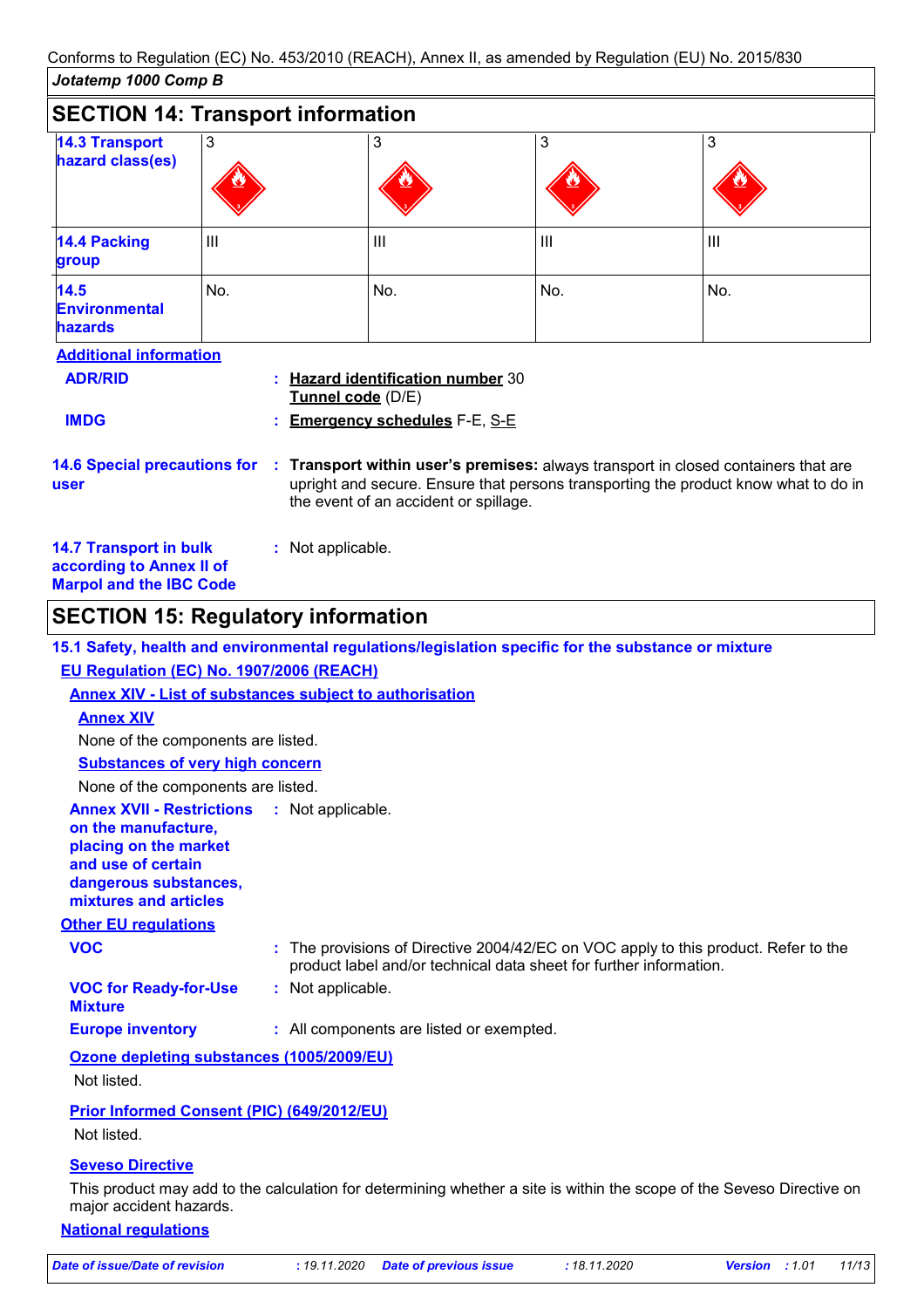Conforms to Regulation (EC) No. 453/2010 (REACH), Annex II, as amended by Regulation (EU) No. 2015/830

*Jotatemp 1000 Comp B*

## SECTION 14: Transport information

| | | | | |
|---|---|---|---|---|
| **14.3 Transport hazard class(es)** | 3 | 3 | 3 | 3 |
| **14.4 Packing group** | III | III | III | III |
| **14.5 Environmental hazards** | No. | No. | No. | No. |

**Additional information**

**ADR/RID** : **Hazard identification number** 30
**Tunnel code** (D/E)

**IMDG** : **Emergency schedules** F-E, S-E

**14.6 Special precautions for user** : **Transport within user's premises:** always transport in closed containers that are upright and secure. Ensure that persons transporting the product know what to do in the event of an accident or spillage.

**14.7 Transport in bulk according to Annex II of Marpol and the IBC Code** : Not applicable.

## SECTION 15: Regulatory information

**15.1 Safety, health and environmental regulations/legislation specific for the substance or mixture**

**EU Regulation (EC) No. 1907/2006 (REACH)**

**Annex XIV - List of substances subject to authorisation**

**Annex XIV**

None of the components are listed.

**Substances of very high concern**

None of the components are listed.

**Annex XVII - Restrictions on the manufacture, placing on the market and use of certain dangerous substances, mixtures and articles** : Not applicable.

**Other EU regulations**

**VOC** : The provisions of Directive 2004/42/EC on VOC apply to this product. Refer to the product label and/or technical data sheet for further information.

**VOC for Ready-for-Use Mixture** : Not applicable.

**Europe inventory** : All components are listed or exempted.

**Ozone depleting substances (1005/2009/EU)**

Not listed.

**Prior Informed Consent (PIC) (649/2012/EU)**

Not listed.

**Seveso Directive**

This product may add to the calculation for determining whether a site is within the scope of the Seveso Directive on major accident hazards.

**National regulations**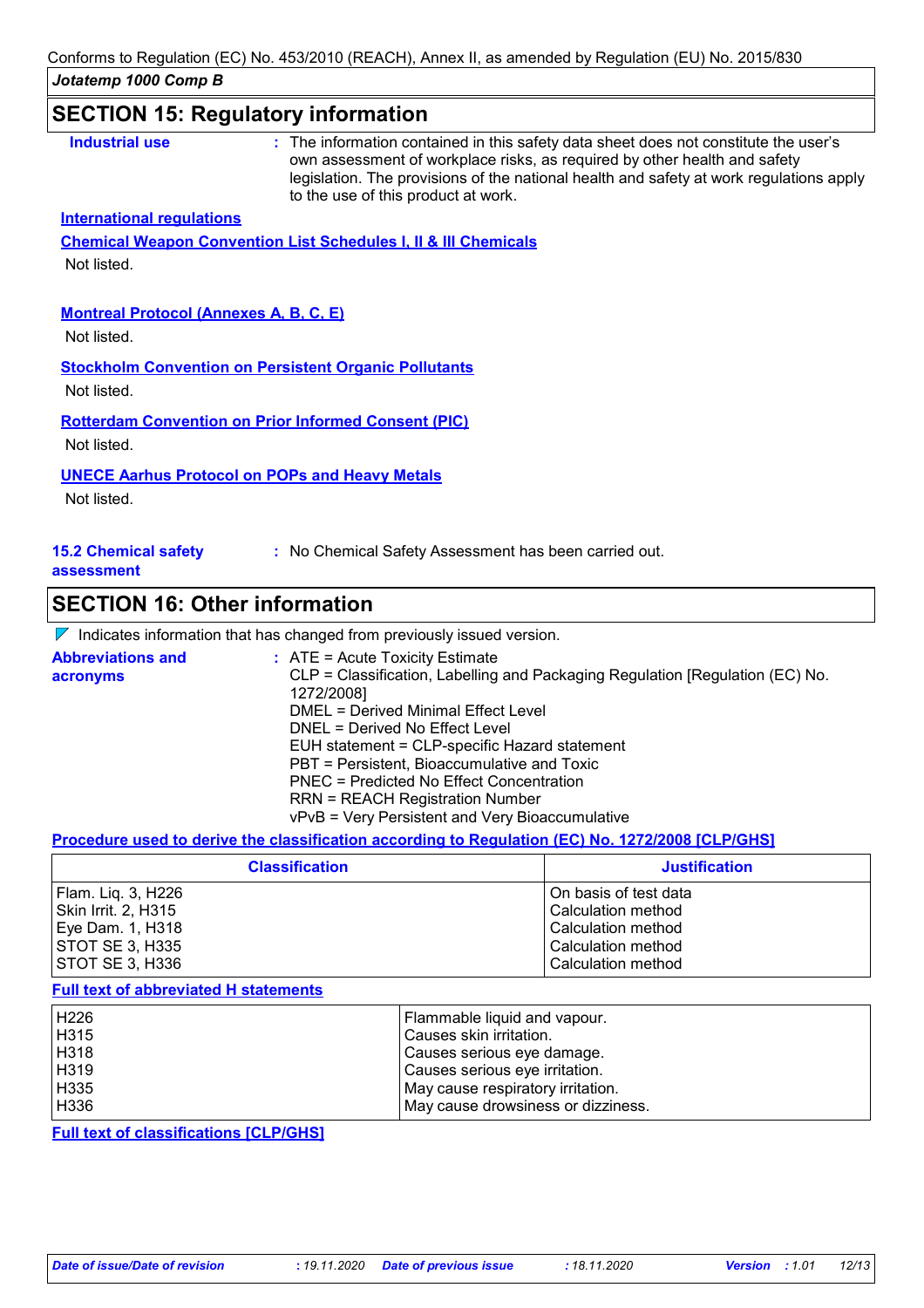## SECTION 15: Regulatory information

**Industrial use** : The information contained in this safety data sheet does not constitute the user's own assessment of workplace risks, as required by other health and safety legislation. The provisions of the national health and safety at work regulations apply to the use of this product at work.

**International regulations**

**Chemical Weapon Convention List Schedules I, II & III Chemicals**

Not listed.

**Montreal Protocol (Annexes A, B, C, E)**

Not listed.

**Stockholm Convention on Persistent Organic Pollutants**

Not listed.

**Rotterdam Convention on Prior Informed Consent (PIC)**

Not listed.

**UNECE Aarhus Protocol on POPs and Heavy Metals**

Not listed.

**15.2 Chemical safety assessment** : No Chemical Safety Assessment has been carried out.

## SECTION 16: Other information

◤ Indicates information that has changed from previously issued version.

**Abbreviations and acronyms** :
ATE = Acute Toxicity Estimate
CLP = Classification, Labelling and Packaging Regulation [Regulation (EC) No. 1272/2008]
DMEL = Derived Minimal Effect Level
DNEL = Derived No Effect Level
EUH statement = CLP-specific Hazard statement
PBT = Persistent, Bioaccumulative and Toxic
PNEC = Predicted No Effect Concentration
RRN = REACH Registration Number
vPvB = Very Persistent and Very Bioaccumulative

**Procedure used to derive the classification according to Regulation (EC) No. 1272/2008 [CLP/GHS]**

| Classification | Justification |
|---|---|
| Flam. Liq. 3, H226 | On basis of test data |
| Skin Irrit. 2, H315 | Calculation method |
| Eye Dam. 1, H318 | Calculation method |
| STOT SE 3, H335 | Calculation method |
| STOT SE 3, H336 | Calculation method |

**Full text of abbreviated H statements**

| | |
|---|---|
| H226 | Flammable liquid and vapour. |
| H315 | Causes skin irritation. |
| H318 | Causes serious eye damage. |
| H319 | Causes serious eye irritation. |
| H335 | May cause respiratory irritation. |
| H336 | May cause drowsiness or dizziness. |

**Full text of classifications [CLP/GHS]**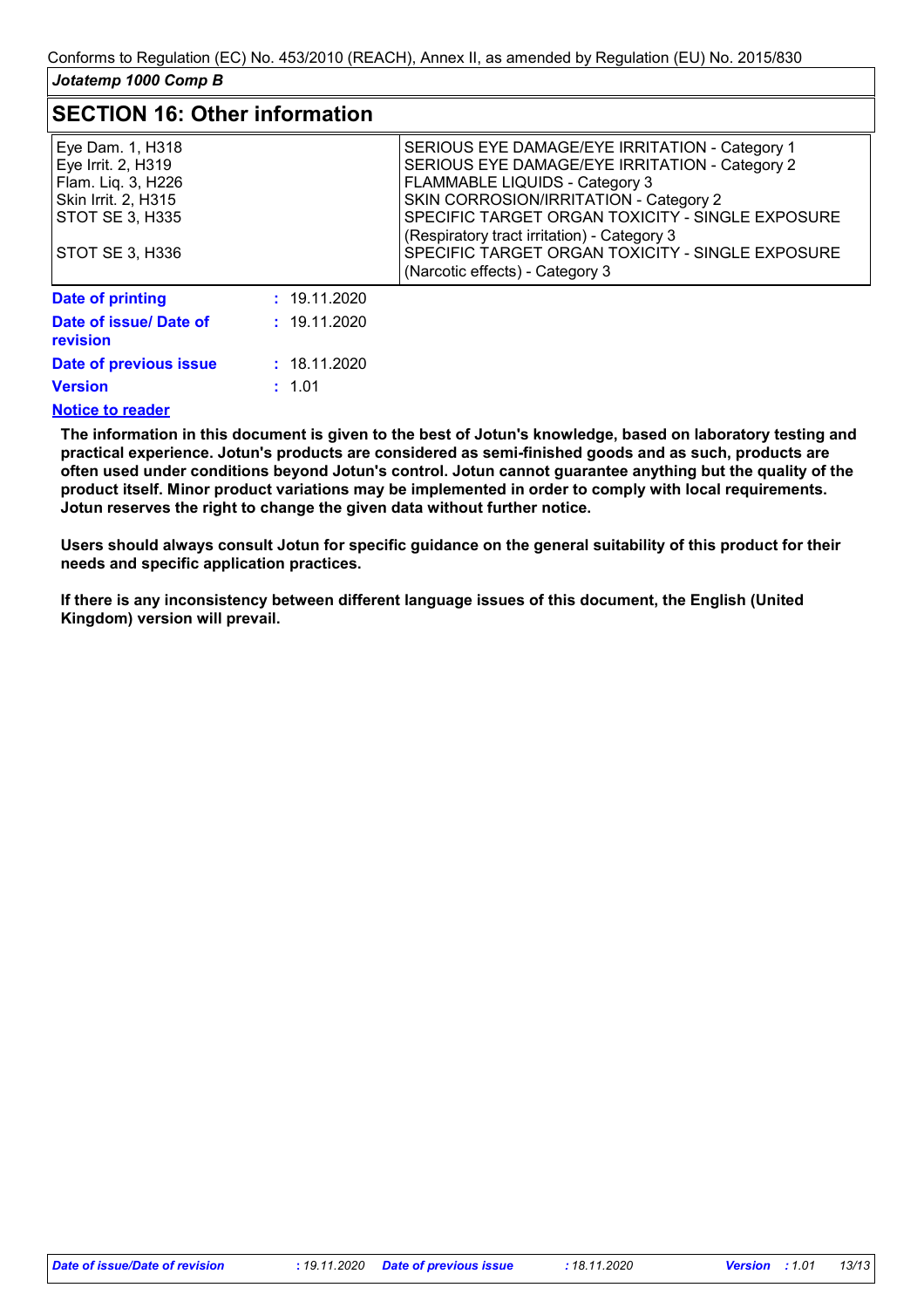## SECTION 16: Other information

| | |
|---|---|
| Eye Dam. 1, H318 | SERIOUS EYE DAMAGE/EYE IRRITATION - Category 1 |
| Eye Irrit. 2, H319 | SERIOUS EYE DAMAGE/EYE IRRITATION - Category 2 |
| Flam. Liq. 3, H226 | FLAMMABLE LIQUIDS - Category 3 |
| Skin Irrit. 2, H315 | SKIN CORROSION/IRRITATION - Category 2 |
| STOT SE 3, H335 | SPECIFIC TARGET ORGAN TOXICITY - SINGLE EXPOSURE (Respiratory tract irritation) - Category 3 |
| STOT SE 3, H336 | SPECIFIC TARGET ORGAN TOXICITY - SINGLE EXPOSURE (Narcotic effects) - Category 3 |

**Date of printing** : 19.11.2020

**Date of issue/ Date of revision** : 19.11.2020

**Date of previous issue** : 18.11.2020

**Version** : 1.01

**Notice to reader**

**The information in this document is given to the best of Jotun's knowledge, based on laboratory testing and practical experience. Jotun's products are considered as semi-finished goods and as such, products are often used under conditions beyond Jotun's control. Jotun cannot guarantee anything but the quality of the product itself. Minor product variations may be implemented in order to comply with local requirements. Jotun reserves the right to change the given data without further notice.**

**Users should always consult Jotun for specific guidance on the general suitability of this product for their needs and specific application practices.**

**If there is any inconsistency between different language issues of this document, the English (United Kingdom) version will prevail.**